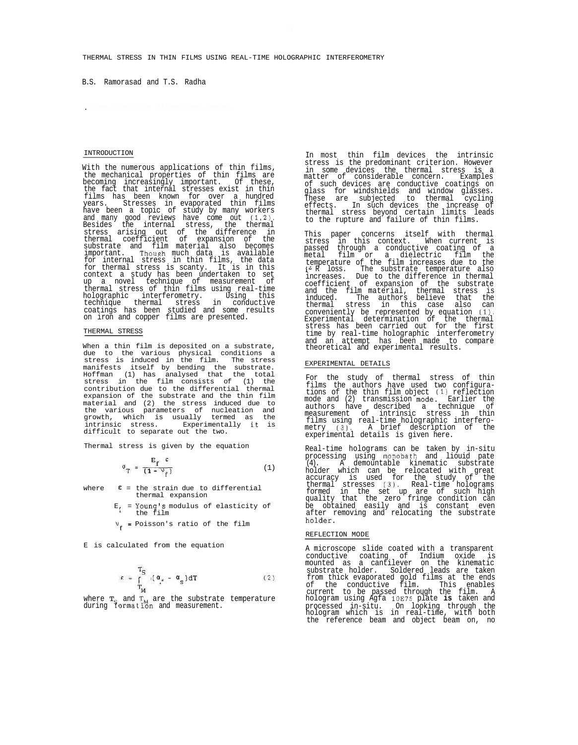# THERMAL STRESS IN THIN FILMS USING REAL-TIME HOLOGRAPHIC INTERFEROMETRY

B.S. Ramorasad and T.S. Radha

## INTRODUCTION

With the numerous applications of thin films, the mechanical properties of thin films are becoming increasingly important. Of these, the fact that internal stresses exist in thin films has been known for over a hundred years. Stresses in evaporated thin films have been a topic of study by many workers and many good reviews have come out (1,2). Besides the internal stress, the thermal stress arising out of the difference in thermal coefficient of expansion of the substrate and film material also becomes important. Though much data is available for internal stress in thin films, the data for thermal stress is scanty. It is in this context a study has been undertaken to set up a novel technique of measurement of thermal stress of thin films using real-time holographic interferometry. Using this technique thermal stress in conductive coatings has been studied and some results on iron and copper films are presented.

## THERMAL STRESS

When a thin film is deposited on a substrate, due to the various physical conditions a stress is induced in the film. The stress manifests itself by bending the substrate. Hoffman (1) has analysed that the total stress in the film consists of (1) the contribution due to the differential thermal expansion of the substrate and the thin film material and (2) the stress induced due to the various parameters of nucleation and growth, which is usually termed as the intrinsic stress. Experimentally it is difficult to separate out the two.

Thermal stress is given by the equation

$$\sigma_T = \frac{E_f \ \varepsilon}{(1 - \nu_f)} \qquad (1)$$

where $\varepsilon$ = the strain due to differential thermal expansion

$E_f$ = Young's modulus of elasticity of the film

$\nu_f$ = Poisson's ratio of the film

E is calculated from the equation

$$\varepsilon = \int_{T_M}^{T_S} (\alpha_f - \alpha_s) dT \qquad (2)$$

where $T_S$ and $T_M$ are the substrate temperature during formation and measurement.

In most thin film devices the intrinsic stress is the predominant criterion. However in some devices the thermal stress is a matter of considerable concern. Examples of such devices are conductive coatings on glass for windshields and window glasses. These are subjected to thermal cycling effects. In such devices the increase of thermal stress beyond certain limits leads to the rupture and failure of thin films.

This paper concerns itself with thermal stress in this context. When current is passed through a conductive coating of a metal film or a dielectric film the temperature of the film increases due to the $i^2R$ loss. The substrate temperature also increases. Due to the difference in thermal coefficient of expansion of the substrate and the film material, thermal stress is induced. The authors believe that the thermal stress in this case also can conveniently be represented by equation (1). Experimental determination of the thermal stress has been carried out for the first time by real-time holographic interferometry and an attempt has been made to compare theoretical and experimental results.

## EXPERIMENTAL DETAILS

For the study of thermal stress of thin films the authors have used two configurations of the thin film object (1) reflection mode and (2) transmission mode. Earlier the authors have described a technique of measurement of intrinsic stress in thin films using real-time holographic interferometry (3). A brief description of the experimental details is given here.

Real-time holograms can be taken by in-situ processing using monobath and liquid gate (4). A demountable kinematic substrate holder which can be relocated with great accuracy is used for the study of the thermal stresses (3). Real-time holograms formed in the set up are of such high quality that the zero fringe condition can be obtained easily and is constant even after removing and relocating the substrate holder.

## REFLECTION MODE

A microscope slide coated with a transparent conductive coating of Indium oxide is mounted as a cantilever on the kinematic substrate holder. Soldered leads are taken from thick evaporated gold films at the ends of the conductive film. This enables current to be passed through the film. A hologram using Agfa 10E75 plate **is** taken and processed in-situ. On looking through the hologram which is in real-time, with both the reference beam and object beam on, no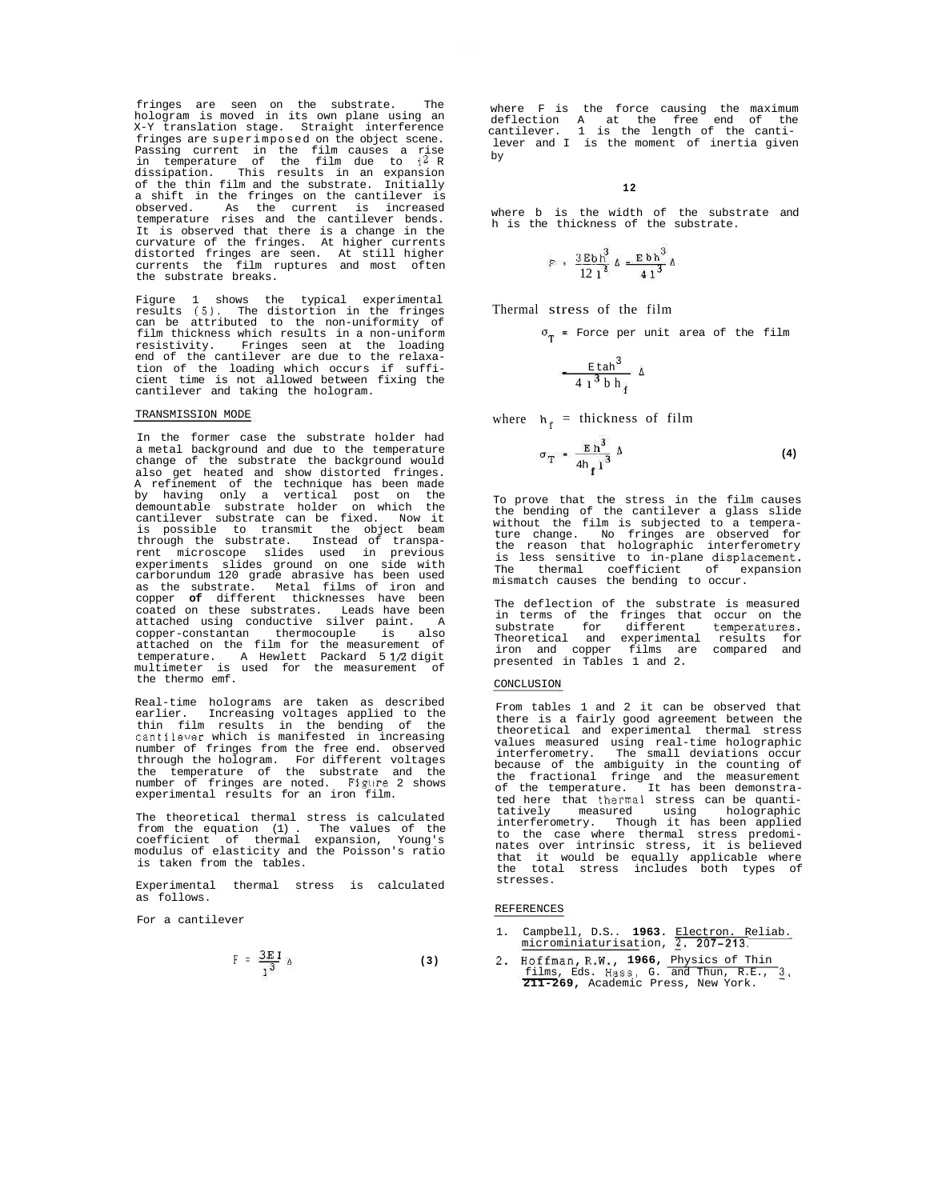fringes are seen on the substrate. The hologram is moved in its own plane using an X-Y translation stage. Straight interference fringes are superimposed on the object scene. Passing current in the film causes a rise in temperature of the film due to $i^2 R$ dissipation. This results in an expansion of the thin film and the substrate. Initially a shift in the fringes on the cantilever is observed. As the current is increased temperature rises and the cantilever bends. It is observed that there is a change in the curvature of the fringes. At higher currents distorted fringes are seen. At still higher currents the film ruptures and most often the substrate breaks.

Figure 1 shows the typical experimental results (5). The distortion in the fringes can be attributed to the non-uniformity of film thickness which results in a non-uniform resistivity. Fringes seen at the loading end of the cantilever are due to the relaxation of the loading which occurs if sufficient time is not allowed between fixing the cantilever and taking the hologram.

## TRANSMISSION MODE

In the former case the substrate holder had a metal background and due to the temperature change of the substrate the background would also get heated and show distorted fringes. A refinement of the technique has been made by having only a vertical post on the demountable substrate holder on which the cantilever substrate can be fixed. Now it is possible to transmit the object beam through the substrate. Instead of transparent microscope slides used in previous experiments slides ground on one side with carborundum 120 grade abrasive has been used as the substrate. Metal films of iron and copper **of** different thicknesses have been coated on these substrates. Leads have been attached using conductive silver paint. A copper-constantan thermocouple is also attached on the film for the measurement of temperature. A Hewlett Packard 5 1/2 digit multimeter is used for the measurement of the thermo emf.

Real-time holograms are taken as described earlier. Increasing voltages applied to the thin film results in the bending of the cantilever which is manifested in increasing number of fringes from the free end. observed through the hologram. For different voltages the temperature of the substrate and the number of fringes are noted. Figure 2 shows experimental results for an iron film.

The theoretical thermal stress is calculated from the equation (1). The values of the coefficient of thermal expansion, Young's modulus of elasticity and the Poisson's ratio is taken from the tables.

Experimental thermal stress is calculated as follows.

For a cantilever

$$F = \frac{3EI}{l^3}\Delta \qquad (3)$$

where F is the force causing the maximum deflection $\Delta$ at the free end of the cantilever. l is the length of the cantilever and I is the moment of inertia given by

12

where b is the width of the substrate and h is the thickness of the substrate.

$$F = \frac{3Ebh^3}{12\,l^3}\Delta = \frac{Ebh^3}{4\,l^3}\Delta$$

Thermal stress of the film

$\sigma_T$ = Force per unit area of the film

$$= \frac{Etah^3}{4\,l^3\,b\,h_f}\Delta$$

where $h_f$ = thickness of film

$$\sigma_T = \frac{Eh^3}{4h_f\,l^3}\Delta \qquad (4)$$

To prove that the stress in the film causes the bending of the cantilever a glass slide without the film is subjected to a temperature change. No fringes are observed for the reason that holographic interferometry is less sensitive to in-plane displacement. The thermal coefficient of expansion mismatch causes the bending to occur.

The deflection of the substrate is measured in terms of the fringes that occur on the substrate for different temperatures. Theoretical and experimental results for iron and copper films are compared and presented in Tables 1 and 2.

## CONCLUSION

From tables 1 and 2 it can be observed that there is a fairly good agreement between the theoretical and experimental thermal stress values measured using real-time holographic interferometry. The small deviations occur because of the ambiguity in the counting of the fractional fringe and the measurement of the temperature. It has been demonstrated here that thermal stress can be quantitatively measured using holographic interferometry. Though it has been applied to the case where thermal stress predominates over intrinsic stress, it is believed that it would be equally applicable where the total stress includes both types of stresses.

## REFERENCES

1. Campbell, D.S.. **1963.** Electron. Reliab. microminiaturisation, 2. 207-213.
2. Hoffman, R.W., **1966,** Physics of Thin films, Eds. Hass, G. and Thun, R.E., 3, **211-269,** Academic Press, New York.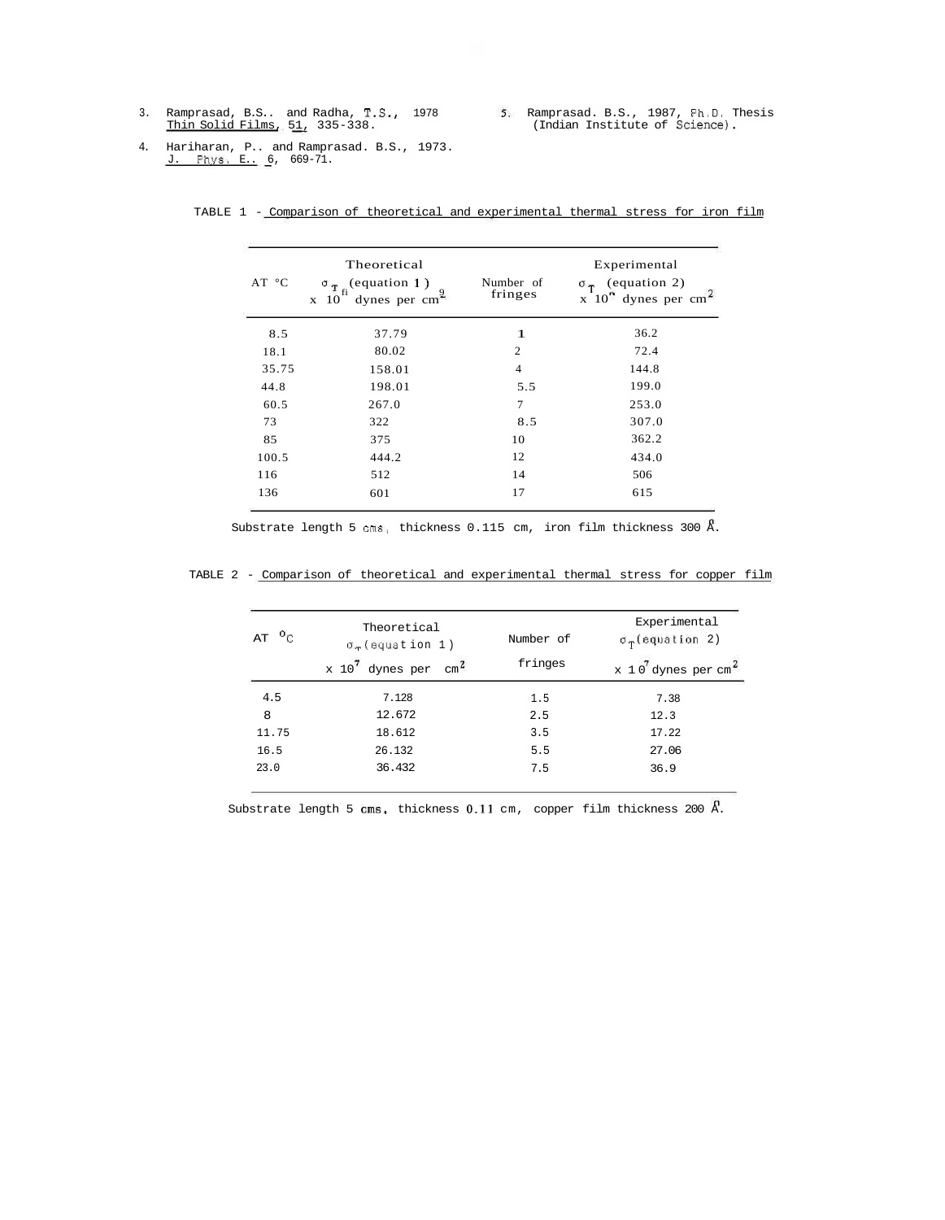3. Ramprasad, B.S.. and Radha, T.S., 1978 Thin Solid Films, 51, 335-338.

4. Hariharan, P.. and Ramprasad. B.S., 1973. J. Phys. E.. 6, 669-71.

5. Ramprasad. B.S., 1987, Ph.D. Thesis (Indian Institute of Science).

TABLE 1 - Comparison of theoretical and experimental thermal stress for iron film

| ΔT °C | Theoretical $\sigma_T$ (equation 1) x $10^9$ dynes per $cm^2$ | Number of fringes | Experimental $\sigma_T$ (equation 2) x $10^9$ dynes per $cm^2$ |
|---|---|---|---|
| 8.5 | 37.79 | 1 | 36.2 |
| 18.1 | 80.02 | 2 | 72.4 |
| 35.75 | 158.01 | 4 | 144.8 |
| 44.8 | 198.01 | 5.5 | 199.0 |
| 60.5 | 267.0 | 7 | 253.0 |
| 73 | 322 | 8.5 | 307.0 |
| 85 | 375 | 10 | 362.2 |
| 100.5 | 444.2 | 12 | 434.0 |
| 116 | 512 | 14 | 506 |
| 136 | 601 | 17 | 615 |

Substrate length 5 cms, thickness 0.115 cm, iron film thickness 300 Å.

TABLE 2 - Comparison of theoretical and experimental thermal stress for copper film

| ΔT °C | Theoretical $\sigma_T$ (equation 1) x $10^7$ dynes per $cm^2$ | Number of fringes | Experimental $\sigma_T$ (equation 2) x $10^7$ dynes per $cm^2$ |
|---|---|---|---|
| 4.5 | 7.128 | 1.5 | 7.38 |
| 8 | 12.672 | 2.5 | 12.3 |
| 11.75 | 18.612 | 3.5 | 17.22 |
| 16.5 | 26.132 | 5.5 | 27.06 |
| 23.0 | 36.432 | 7.5 | 36.9 |

Substrate length 5 cms, thickness 0.11 cm, copper film thickness 200 Å.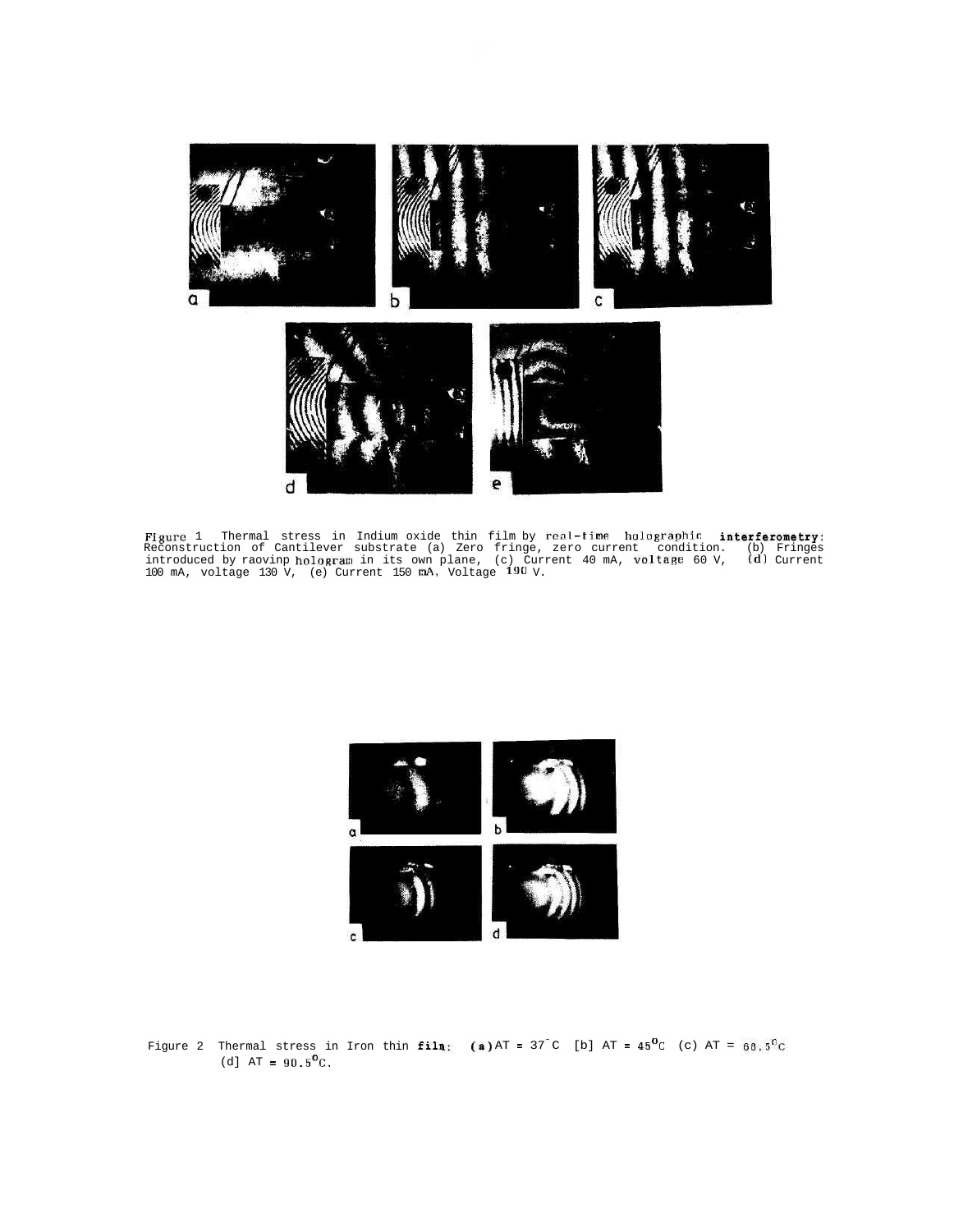Figure 1 Thermal stress in Indium oxide thin film by real-time holographic **interferometry**: Reconstruction of Cantilever substrate (a) Zero fringe, zero current condition. (b) Fringes introduced by raovinp hologram in its own plane, (c) Current 40 mA, voltage 60 V, (d) Current 100 mA, voltage 130 V, (e) Current 150 mA, Voltage 190 V.

Figure 2 Thermal stress in Iron thin **film**: (a) AT = 37°C [b] AT = 45°C (c) AT = 68.5°C [d] AT = 90.5°C.